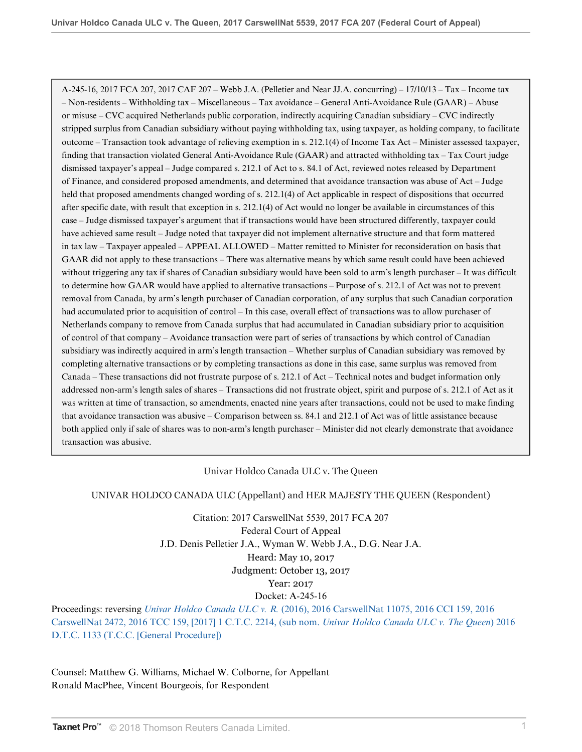A-245-16, 2017 FCA 207, 2017 CAF 207 – Webb J.A. (Pelletier and Near JJ.A. concurring) – 17/10/13 – Tax – Income tax – Non-residents – Withholding tax – Miscellaneous – Tax avoidance – General Anti-Avoidance Rule (GAAR) – Abuse or misuse – CVC acquired Netherlands public corporation, indirectly acquiring Canadian subsidiary – CVC indirectly stripped surplus from Canadian subsidiary without paying withholding tax, using taxpayer, as holding company, to facilitate outcome – Transaction took advantage of relieving exemption in s. 212.1(4) of Income Tax Act – Minister assessed taxpayer, finding that transaction violated General Anti-Avoidance Rule (GAAR) and attracted withholding tax – Tax Court judge dismissed taxpayer's appeal – Judge compared s. 212.1 of Act to s. 84.1 of Act, reviewed notes released by Department of Finance, and considered proposed amendments, and determined that avoidance transaction was abuse of Act – Judge held that proposed amendments changed wording of s. 212.1(4) of Act applicable in respect of dispositions that occurred after specific date, with result that exception in s. 212.1(4) of Act would no longer be available in circumstances of this case – Judge dismissed taxpayer's argument that if transactions would have been structured differently, taxpayer could have achieved same result – Judge noted that taxpayer did not implement alternative structure and that form mattered in tax law – Taxpayer appealed – APPEAL ALLOWED – Matter remitted to Minister for reconsideration on basis that GAAR did not apply to these transactions – There was alternative means by which same result could have been achieved without triggering any tax if shares of Canadian subsidiary would have been sold to arm's length purchaser – It was difficult to determine how GAAR would have applied to alternative transactions – Purpose of s. 212.1 of Act was not to prevent removal from Canada, by arm's length purchaser of Canadian corporation, of any surplus that such Canadian corporation had accumulated prior to acquisition of control – In this case, overall effect of transactions was to allow purchaser of Netherlands company to remove from Canada surplus that had accumulated in Canadian subsidiary prior to acquisition of control of that company – Avoidance transaction were part of series of transactions by which control of Canadian subsidiary was indirectly acquired in arm's length transaction – Whether surplus of Canadian subsidiary was removed by completing alternative transactions or by completing transactions as done in this case, same surplus was removed from Canada – These transactions did not frustrate purpose of s. 212.1 of Act – Technical notes and budget information only addressed non-arm's length sales of shares – Transactions did not frustrate object, spirit and purpose of s. 212.1 of Act as it was written at time of transaction, so amendments, enacted nine years after transactions, could not be used to make finding that avoidance transaction was abusive – Comparison between ss. 84.1 and 212.1 of Act was of little assistance because both applied only if sale of shares was to non-arm's length purchaser – Minister did not clearly demonstrate that avoidance transaction was abusive.

Univar Holdco Canada ULC v. The Queen

UNIVAR HOLDCO CANADA ULC (Appellant) and HER MAJESTY THE QUEEN (Respondent)

Citation: 2017 CarswellNat 5539, 2017 FCA 207
Federal Court of Appeal
J.D. Denis Pelletier J.A., Wyman W. Webb J.A., D.G. Near J.A.
Heard: May 10, 2017
Judgment: October 13, 2017
Year: 2017
Docket: A-245-16

Proceedings: reversing *Univar Holdco Canada ULC v. R.* (2016), 2016 CarswellNat 11075, 2016 CCI 159, 2016 CarswellNat 2472, 2016 TCC 159, [2017] 1 C.T.C. 2214, (sub nom. *Univar Holdco Canada ULC v. The Queen*) 2016 D.T.C. 1133 (T.C.C. [General Procedure])

Counsel: Matthew G. Williams, Michael W. Colborne, for Appellant
Ronald MacPhee, Vincent Bourgeois, for Respondent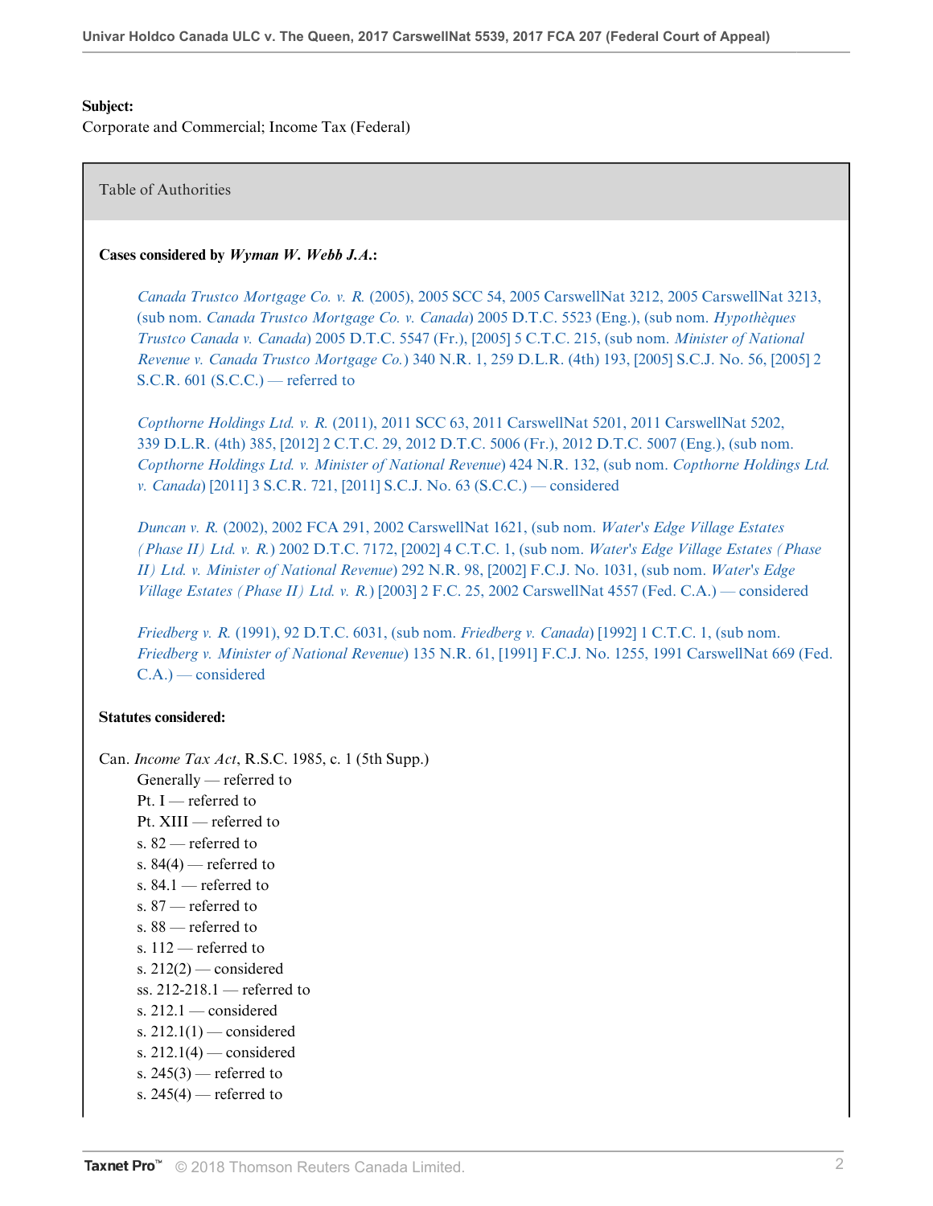**Subject:**
Corporate and Commercial; Income Tax (Federal)

Table of Authorities

**Cases considered by *Wyman W. Webb J.A.*:**

*Canada Trustco Mortgage Co. v. R.* (2005), 2005 SCC 54, 2005 CarswellNat 3212, 2005 CarswellNat 3213, (sub nom. *Canada Trustco Mortgage Co. v. Canada*) 2005 D.T.C. 5523 (Eng.), (sub nom. *Hypothèques Trustco Canada v. Canada*) 2005 D.T.C. 5547 (Fr.), [2005] 5 C.T.C. 215, (sub nom. *Minister of National Revenue v. Canada Trustco Mortgage Co.*) 340 N.R. 1, 259 D.L.R. (4th) 193, [2005] S.C.J. No. 56, [2005] 2 S.C.R. 601 (S.C.C.) — referred to

*Copthorne Holdings Ltd. v. R.* (2011), 2011 SCC 63, 2011 CarswellNat 5201, 2011 CarswellNat 5202, 339 D.L.R. (4th) 385, [2012] 2 C.T.C. 29, 2012 D.T.C. 5006 (Fr.), 2012 D.T.C. 5007 (Eng.), (sub nom. *Copthorne Holdings Ltd. v. Minister of National Revenue*) 424 N.R. 132, (sub nom. *Copthorne Holdings Ltd. v. Canada*) [2011] 3 S.C.R. 721, [2011] S.C.J. No. 63 (S.C.C.) — considered

*Duncan v. R.* (2002), 2002 FCA 291, 2002 CarswellNat 1621, (sub nom. *Water's Edge Village Estates (Phase II) Ltd. v. R.*) 2002 D.T.C. 7172, [2002] 4 C.T.C. 1, (sub nom. *Water's Edge Village Estates (Phase II) Ltd. v. Minister of National Revenue*) 292 N.R. 98, [2002] F.C.J. No. 1031, (sub nom. *Water's Edge Village Estates (Phase II) Ltd. v. R.*) [2003] 2 F.C. 25, 2002 CarswellNat 4557 (Fed. C.A.) — considered

*Friedberg v. R.* (1991), 92 D.T.C. 6031, (sub nom. *Friedberg v. Canada*) [1992] 1 C.T.C. 1, (sub nom. *Friedberg v. Minister of National Revenue*) 135 N.R. 61, [1991] F.C.J. No. 1255, 1991 CarswellNat 669 (Fed. C.A.) — considered

**Statutes considered:**

Can. *Income Tax Act*, R.S.C. 1985, c. 1 (5th Supp.)

- Generally — referred to
- Pt. I — referred to
- Pt. XIII — referred to
- s. 82 — referred to
- s. 84(4) — referred to
- s. 84.1 — referred to
- s. 87 — referred to
- s. 88 — referred to
- s. 112 — referred to
- s. 212(2) — considered
- ss. 212-218.1 — referred to
- s. 212.1 — considered
- s. 212.1(1) — considered
- s. 212.1(4) — considered
- s. 245(3) — referred to
- s. 245(4) — referred to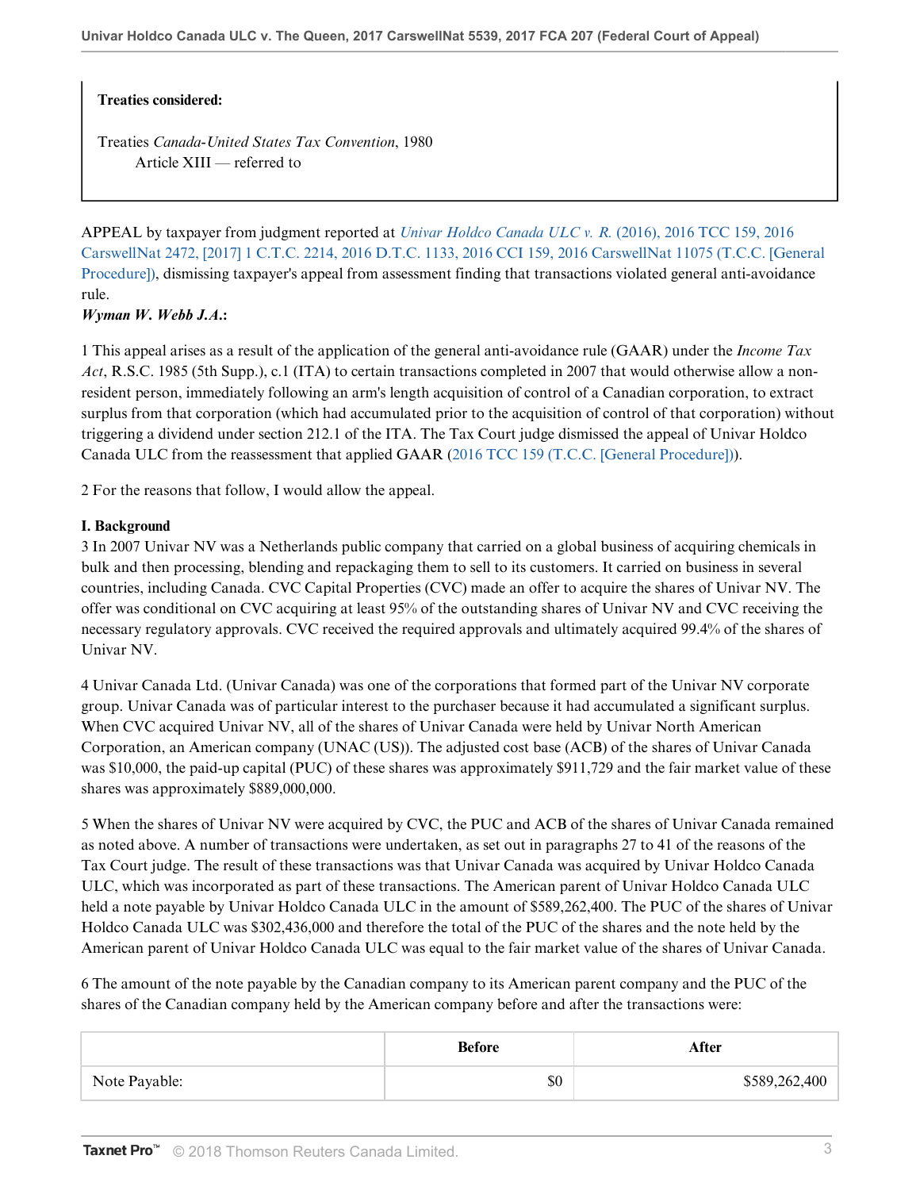**Treaties considered:**

Treaties *Canada-United States Tax Convention*, 1980
Article XIII — referred to

APPEAL by taxpayer from judgment reported at *Univar Holdco Canada ULC v. R.* (2016), 2016 TCC 159, 2016 CarswellNat 2472, [2017] 1 C.T.C. 2214, 2016 D.T.C. 1133, 2016 CCI 159, 2016 CarswellNat 11075 (T.C.C. [General Procedure]), dismissing taxpayer's appeal from assessment finding that transactions violated general anti-avoidance rule.

***Wyman W. Webb J.A.*:**

1 This appeal arises as a result of the application of the general anti-avoidance rule (GAAR) under the *Income Tax Act*, R.S.C. 1985 (5th Supp.), c.1 (ITA) to certain transactions completed in 2007 that would otherwise allow a non-resident person, immediately following an arm's length acquisition of control of a Canadian corporation, to extract surplus from that corporation (which had accumulated prior to the acquisition of control of that corporation) without triggering a dividend under section 212.1 of the ITA. The Tax Court judge dismissed the appeal of Univar Holdco Canada ULC from the reassessment that applied GAAR (2016 TCC 159 (T.C.C. [General Procedure])).

2 For the reasons that follow, I would allow the appeal.

**I. Background**

3 In 2007 Univar NV was a Netherlands public company that carried on a global business of acquiring chemicals in bulk and then processing, blending and repackaging them to sell to its customers. It carried on business in several countries, including Canada. CVC Capital Properties (CVC) made an offer to acquire the shares of Univar NV. The offer was conditional on CVC acquiring at least 95% of the outstanding shares of Univar NV and CVC receiving the necessary regulatory approvals. CVC received the required approvals and ultimately acquired 99.4% of the shares of Univar NV.

4 Univar Canada Ltd. (Univar Canada) was one of the corporations that formed part of the Univar NV corporate group. Univar Canada was of particular interest to the purchaser because it had accumulated a significant surplus. When CVC acquired Univar NV, all of the shares of Univar Canada were held by Univar North American Corporation, an American company (UNAC (US)). The adjusted cost base (ACB) of the shares of Univar Canada was $10,000, the paid-up capital (PUC) of these shares was approximately $911,729 and the fair market value of these shares was approximately $889,000,000.

5 When the shares of Univar NV were acquired by CVC, the PUC and ACB of the shares of Univar Canada remained as noted above. A number of transactions were undertaken, as set out in paragraphs 27 to 41 of the reasons of the Tax Court judge. The result of these transactions was that Univar Canada was acquired by Univar Holdco Canada ULC, which was incorporated as part of these transactions. The American parent of Univar Holdco Canada ULC held a note payable by Univar Holdco Canada ULC in the amount of $589,262,400. The PUC of the shares of Univar Holdco Canada ULC was $302,436,000 and therefore the total of the PUC of the shares and the note held by the American parent of Univar Holdco Canada ULC was equal to the fair market value of the shares of Univar Canada.

6 The amount of the note payable by the Canadian company to its American parent company and the PUC of the shares of the Canadian company held by the American company before and after the transactions were:

| | Before | After |
|---|---|---|
| Note Payable: | $0 | $589,262,400 |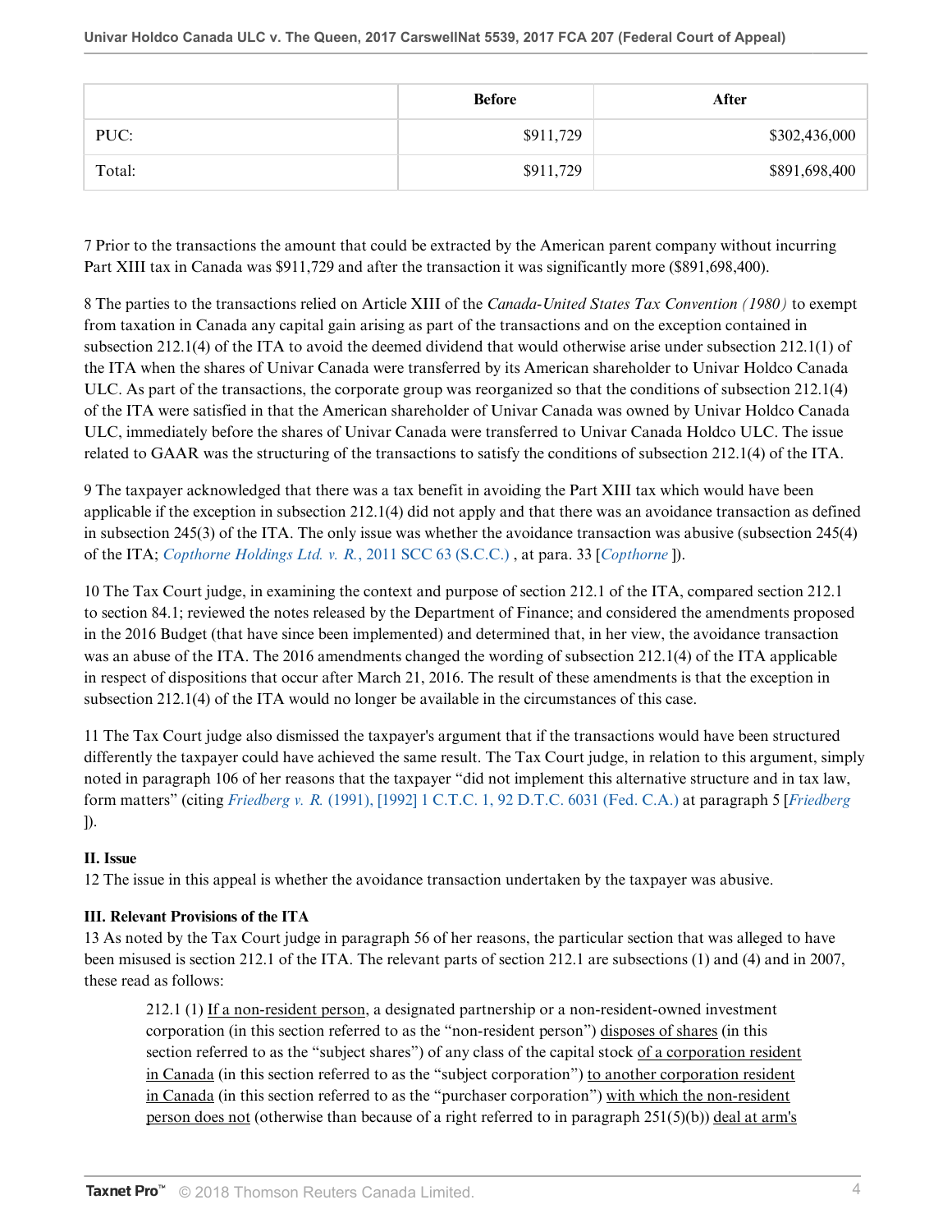| | Before | After |
|---|---|---|
| PUC: | $911,729 | $302,436,000 |
| Total: | $911,729 | $891,698,400 |

7 Prior to the transactions the amount that could be extracted by the American parent company without incurring Part XIII tax in Canada was $911,729 and after the transaction it was significantly more ($891,698,400).

8 The parties to the transactions relied on Article XIII of the *Canada-United States Tax Convention (1980)* to exempt from taxation in Canada any capital gain arising as part of the transactions and on the exception contained in subsection 212.1(4) of the ITA to avoid the deemed dividend that would otherwise arise under subsection 212.1(1) of the ITA when the shares of Univar Canada were transferred by its American shareholder to Univar Holdco Canada ULC. As part of the transactions, the corporate group was reorganized so that the conditions of subsection 212.1(4) of the ITA were satisfied in that the American shareholder of Univar Canada was owned by Univar Holdco Canada ULC, immediately before the shares of Univar Canada were transferred to Univar Canada Holdco ULC. The issue related to GAAR was the structuring of the transactions to satisfy the conditions of subsection 212.1(4) of the ITA.

9 The taxpayer acknowledged that there was a tax benefit in avoiding the Part XIII tax which would have been applicable if the exception in subsection 212.1(4) did not apply and that there was an avoidance transaction as defined in subsection 245(3) of the ITA. The only issue was whether the avoidance transaction was abusive (subsection 245(4) of the ITA; *Copthorne Holdings Ltd. v. R.*, 2011 SCC 63 (S.C.C.) , at para. 33 [*Copthorne* ]).

10 The Tax Court judge, in examining the context and purpose of section 212.1 of the ITA, compared section 212.1 to section 84.1; reviewed the notes released by the Department of Finance; and considered the amendments proposed in the 2016 Budget (that have since been implemented) and determined that, in her view, the avoidance transaction was an abuse of the ITA. The 2016 amendments changed the wording of subsection 212.1(4) of the ITA applicable in respect of dispositions that occur after March 21, 2016. The result of these amendments is that the exception in subsection 212.1(4) of the ITA would no longer be available in the circumstances of this case.

11 The Tax Court judge also dismissed the taxpayer's argument that if the transactions would have been structured differently the taxpayer could have achieved the same result. The Tax Court judge, in relation to this argument, simply noted in paragraph 106 of her reasons that the taxpayer "did not implement this alternative structure and in tax law, form matters" (citing *Friedberg v. R.* (1991), [1992] 1 C.T.C. 1, 92 D.T.C. 6031 (Fed. C.A.) at paragraph 5 [*Friedberg* ]).

**II. Issue**

12 The issue in this appeal is whether the avoidance transaction undertaken by the taxpayer was abusive.

**III. Relevant Provisions of the ITA**

13 As noted by the Tax Court judge in paragraph 56 of her reasons, the particular section that was alleged to have been misused is section 212.1 of the ITA. The relevant parts of section 212.1 are subsections (1) and (4) and in 2007, these read as follows:

> 212.1 (1) If a non-resident person, a designated partnership or a non-resident-owned investment corporation (in this section referred to as the "non-resident person") disposes of shares (in this section referred to as the "subject shares") of any class of the capital stock of a corporation resident in Canada (in this section referred to as the "subject corporation") to another corporation resident in Canada (in this section referred to as the "purchaser corporation") with which the non-resident person does not (otherwise than because of a right referred to in paragraph 251(5)(b)) deal at arm's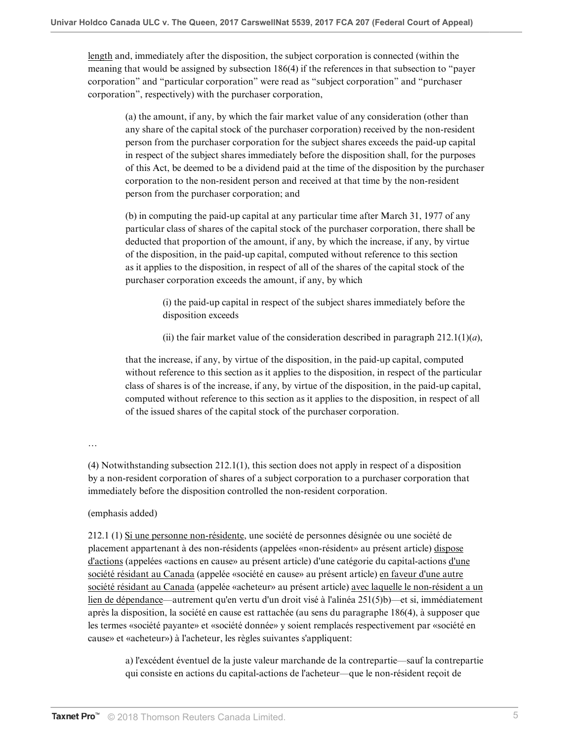length and, immediately after the disposition, the subject corporation is connected (within the meaning that would be assigned by subsection 186(4) if the references in that subsection to "payer corporation" and "particular corporation" were read as "subject corporation" and "purchaser corporation", respectively) with the purchaser corporation,

> (a) the amount, if any, by which the fair market value of any consideration (other than any share of the capital stock of the purchaser corporation) received by the non-resident person from the purchaser corporation for the subject shares exceeds the paid-up capital in respect of the subject shares immediately before the disposition shall, for the purposes of this Act, be deemed to be a dividend paid at the time of the disposition by the purchaser corporation to the non-resident person and received at that time by the non-resident person from the purchaser corporation; and
>
> (b) in computing the paid-up capital at any particular time after March 31, 1977 of any particular class of shares of the capital stock of the purchaser corporation, there shall be deducted that proportion of the amount, if any, by which the increase, if any, by virtue of the disposition, in the paid-up capital, computed without reference to this section as it applies to the disposition, in respect of all of the shares of the capital stock of the purchaser corporation exceeds the amount, if any, by which
>
> > (i) the paid-up capital in respect of the subject shares immediately before the disposition exceeds
> >
> > (ii) the fair market value of the consideration described in paragraph 212.1(1)(*a*),
>
> that the increase, if any, by virtue of the disposition, in the paid-up capital, computed without reference to this section as it applies to the disposition, in respect of the particular class of shares is of the increase, if any, by virtue of the disposition, in the paid-up capital, computed without reference to this section as it applies to the disposition, in respect of all of the issued shares of the capital stock of the purchaser corporation.

…

(4) Notwithstanding subsection 212.1(1), this section does not apply in respect of a disposition by a non-resident corporation of shares of a subject corporation to a purchaser corporation that immediately before the disposition controlled the non-resident corporation.

(emphasis added)

212.1 (1) Si une personne non-résidente, une société de personnes désignée ou une société de placement appartenant à des non-résidents (appelées «non-résident» au présent article) dispose d'actions (appelées «actions en cause» au présent article) d'une catégorie du capital-actions d'une société résidant au Canada (appelée «société en cause» au présent article) en faveur d'une autre société résidant au Canada (appelée «acheteur» au présent article) avec laquelle le non-résident a un lien de dépendance—autrement qu'en vertu d'un droit visé à l'alinéa 251(5)b)—et si, immédiatement après la disposition, la société en cause est rattachée (au sens du paragraphe 186(4), à supposer que les termes «société payante» et «société donnée» y soient remplacés respectivement par «société en cause» et «acheteur») à l'acheteur, les règles suivantes s'appliquent:

> a) l'excédent éventuel de la juste valeur marchande de la contrepartie—sauf la contrepartie qui consiste en actions du capital-actions de l'acheteur—que le non-résident reçoit de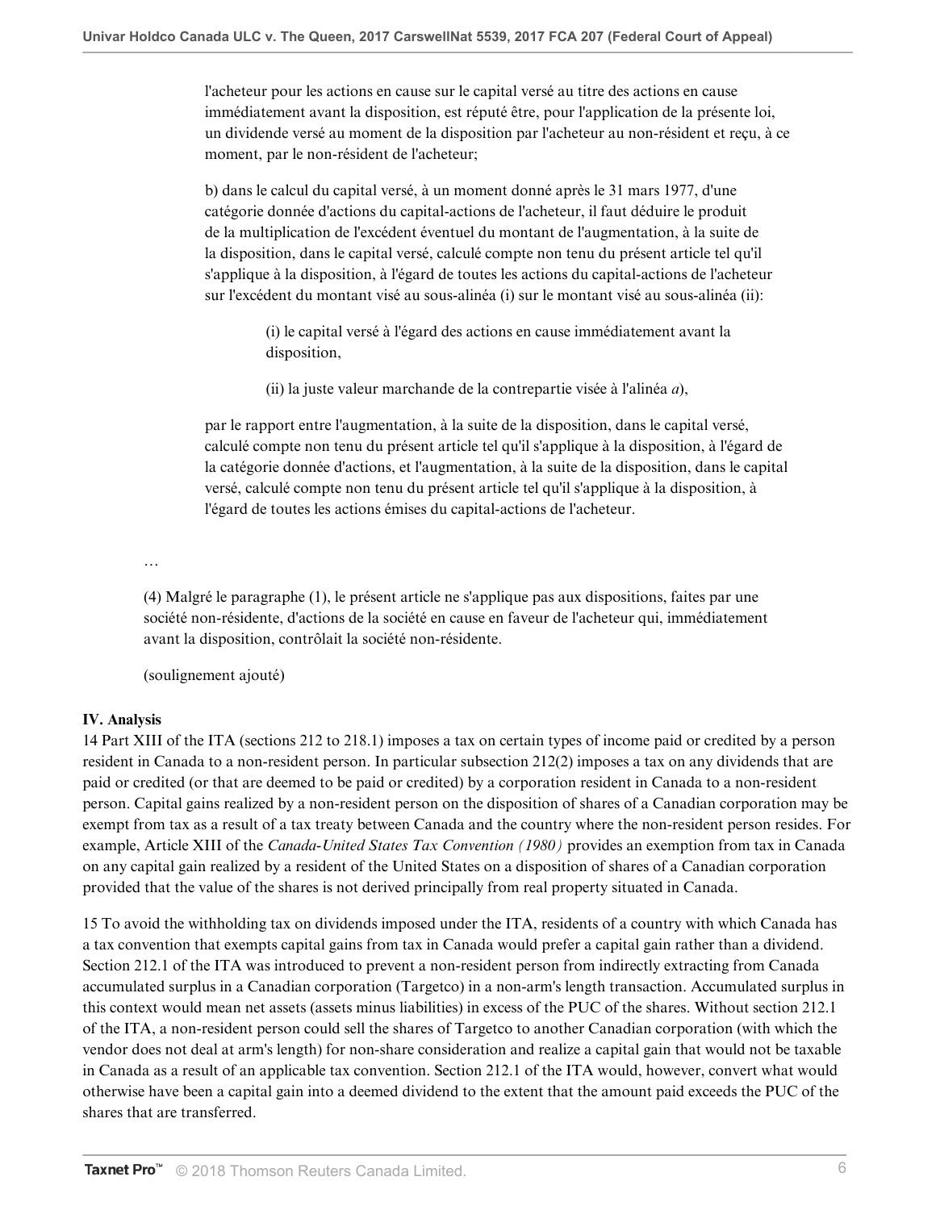l'acheteur pour les actions en cause sur le capital versé au titre des actions en cause immédiatement avant la disposition, est réputé être, pour l'application de la présente loi, un dividende versé au moment de la disposition par l'acheteur au non-résident et reçu, à ce moment, par le non-résident de l'acheteur;

b) dans le calcul du capital versé, à un moment donné après le 31 mars 1977, d'une catégorie donnée d'actions du capital-actions de l'acheteur, il faut déduire le produit de la multiplication de l'excédent éventuel du montant de l'augmentation, à la suite de la disposition, dans le capital versé, calculé compte non tenu du présent article tel qu'il s'applique à la disposition, à l'égard de toutes les actions du capital-actions de l'acheteur sur l'excédent du montant visé au sous-alinéa (i) sur le montant visé au sous-alinéa (ii):

(i) le capital versé à l'égard des actions en cause immédiatement avant la disposition,

(ii) la juste valeur marchande de la contrepartie visée à l'alinéa *a*),

par le rapport entre l'augmentation, à la suite de la disposition, dans le capital versé, calculé compte non tenu du présent article tel qu'il s'applique à la disposition, à l'égard de la catégorie donnée d'actions, et l'augmentation, à la suite de la disposition, dans le capital versé, calculé compte non tenu du présent article tel qu'il s'applique à la disposition, à l'égard de toutes les actions émises du capital-actions de l'acheteur.

…

(4) Malgré le paragraphe (1), le présent article ne s'applique pas aux dispositions, faites par une société non-résidente, d'actions de la société en cause en faveur de l'acheteur qui, immédiatement avant la disposition, contrôlait la société non-résidente.

(soulignement ajouté)

### IV. Analysis

14 Part XIII of the ITA (sections 212 to 218.1) imposes a tax on certain types of income paid or credited by a person resident in Canada to a non-resident person. In particular subsection 212(2) imposes a tax on any dividends that are paid or credited (or that are deemed to be paid or credited) by a corporation resident in Canada to a non-resident person. Capital gains realized by a non-resident person on the disposition of shares of a Canadian corporation may be exempt from tax as a result of a tax treaty between Canada and the country where the non-resident person resides. For example, Article XIII of the *Canada-United States Tax Convention (1980)* provides an exemption from tax in Canada on any capital gain realized by a resident of the United States on a disposition of shares of a Canadian corporation provided that the value of the shares is not derived principally from real property situated in Canada.

15 To avoid the withholding tax on dividends imposed under the ITA, residents of a country with which Canada has a tax convention that exempts capital gains from tax in Canada would prefer a capital gain rather than a dividend. Section 212.1 of the ITA was introduced to prevent a non-resident person from indirectly extracting from Canada accumulated surplus in a Canadian corporation (Targetco) in a non-arm's length transaction. Accumulated surplus in this context would mean net assets (assets minus liabilities) in excess of the PUC of the shares. Without section 212.1 of the ITA, a non-resident person could sell the shares of Targetco to another Canadian corporation (with which the vendor does not deal at arm's length) for non-share consideration and realize a capital gain that would not be taxable in Canada as a result of an applicable tax convention. Section 212.1 of the ITA would, however, convert what would otherwise have been a capital gain into a deemed dividend to the extent that the amount paid exceeds the PUC of the shares that are transferred.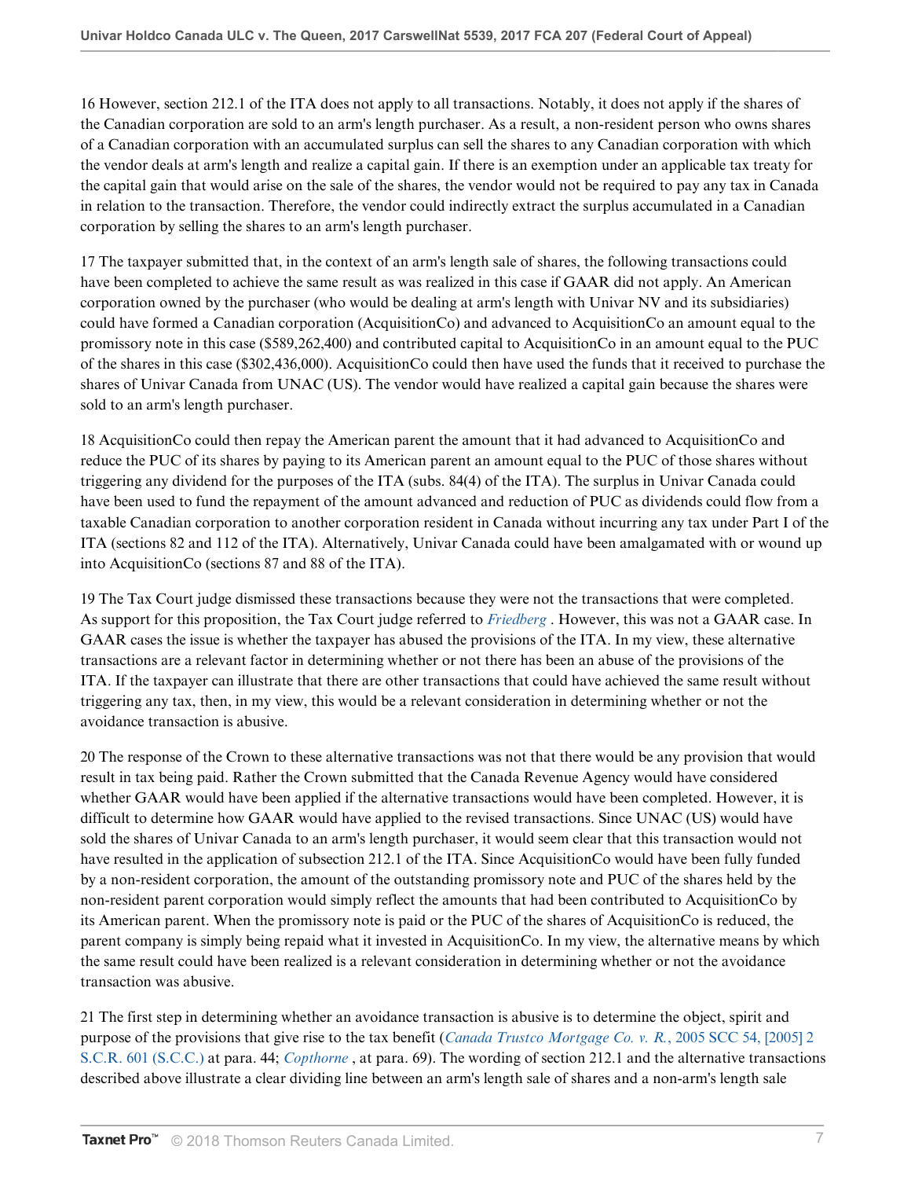16 However, section 212.1 of the ITA does not apply to all transactions. Notably, it does not apply if the shares of the Canadian corporation are sold to an arm's length purchaser. As a result, a non-resident person who owns shares of a Canadian corporation with an accumulated surplus can sell the shares to any Canadian corporation with which the vendor deals at arm's length and realize a capital gain. If there is an exemption under an applicable tax treaty for the capital gain that would arise on the sale of the shares, the vendor would not be required to pay any tax in Canada in relation to the transaction. Therefore, the vendor could indirectly extract the surplus accumulated in a Canadian corporation by selling the shares to an arm's length purchaser.

17 The taxpayer submitted that, in the context of an arm's length sale of shares, the following transactions could have been completed to achieve the same result as was realized in this case if GAAR did not apply. An American corporation owned by the purchaser (who would be dealing at arm's length with Univar NV and its subsidiaries) could have formed a Canadian corporation (AcquisitionCo) and advanced to AcquisitionCo an amount equal to the promissory note in this case ($589,262,400) and contributed capital to AcquisitionCo in an amount equal to the PUC of the shares in this case ($302,436,000). AcquisitionCo could then have used the funds that it received to purchase the shares of Univar Canada from UNAC (US). The vendor would have realized a capital gain because the shares were sold to an arm's length purchaser.

18 AcquisitionCo could then repay the American parent the amount that it had advanced to AcquisitionCo and reduce the PUC of its shares by paying to its American parent an amount equal to the PUC of those shares without triggering any dividend for the purposes of the ITA (subs. 84(4) of the ITA). The surplus in Univar Canada could have been used to fund the repayment of the amount advanced and reduction of PUC as dividends could flow from a taxable Canadian corporation to another corporation resident in Canada without incurring any tax under Part I of the ITA (sections 82 and 112 of the ITA). Alternatively, Univar Canada could have been amalgamated with or wound up into AcquisitionCo (sections 87 and 88 of the ITA).

19 The Tax Court judge dismissed these transactions because they were not the transactions that were completed. As support for this proposition, the Tax Court judge referred to *Friedberg* . However, this was not a GAAR case. In GAAR cases the issue is whether the taxpayer has abused the provisions of the ITA. In my view, these alternative transactions are a relevant factor in determining whether or not there has been an abuse of the provisions of the ITA. If the taxpayer can illustrate that there are other transactions that could have achieved the same result without triggering any tax, then, in my view, this would be a relevant consideration in determining whether or not the avoidance transaction is abusive.

20 The response of the Crown to these alternative transactions was not that there would be any provision that would result in tax being paid. Rather the Crown submitted that the Canada Revenue Agency would have considered whether GAAR would have been applied if the alternative transactions would have been completed. However, it is difficult to determine how GAAR would have applied to the revised transactions. Since UNAC (US) would have sold the shares of Univar Canada to an arm's length purchaser, it would seem clear that this transaction would not have resulted in the application of subsection 212.1 of the ITA. Since AcquisitionCo would have been fully funded by a non-resident corporation, the amount of the outstanding promissory note and PUC of the shares held by the non-resident parent corporation would simply reflect the amounts that had been contributed to AcquisitionCo by its American parent. When the promissory note is paid or the PUC of the shares of AcquisitionCo is reduced, the parent company is simply being repaid what it invested in AcquisitionCo. In my view, the alternative means by which the same result could have been realized is a relevant consideration in determining whether or not the avoidance transaction was abusive.

21 The first step in determining whether an avoidance transaction is abusive is to determine the object, spirit and purpose of the provisions that give rise to the tax benefit (*Canada Trustco Mortgage Co. v. R.*, 2005 SCC 54, [2005] 2 S.C.R. 601 (S.C.C.) at para. 44; *Copthorne* , at para. 69). The wording of section 212.1 and the alternative transactions described above illustrate a clear dividing line between an arm's length sale of shares and a non-arm's length sale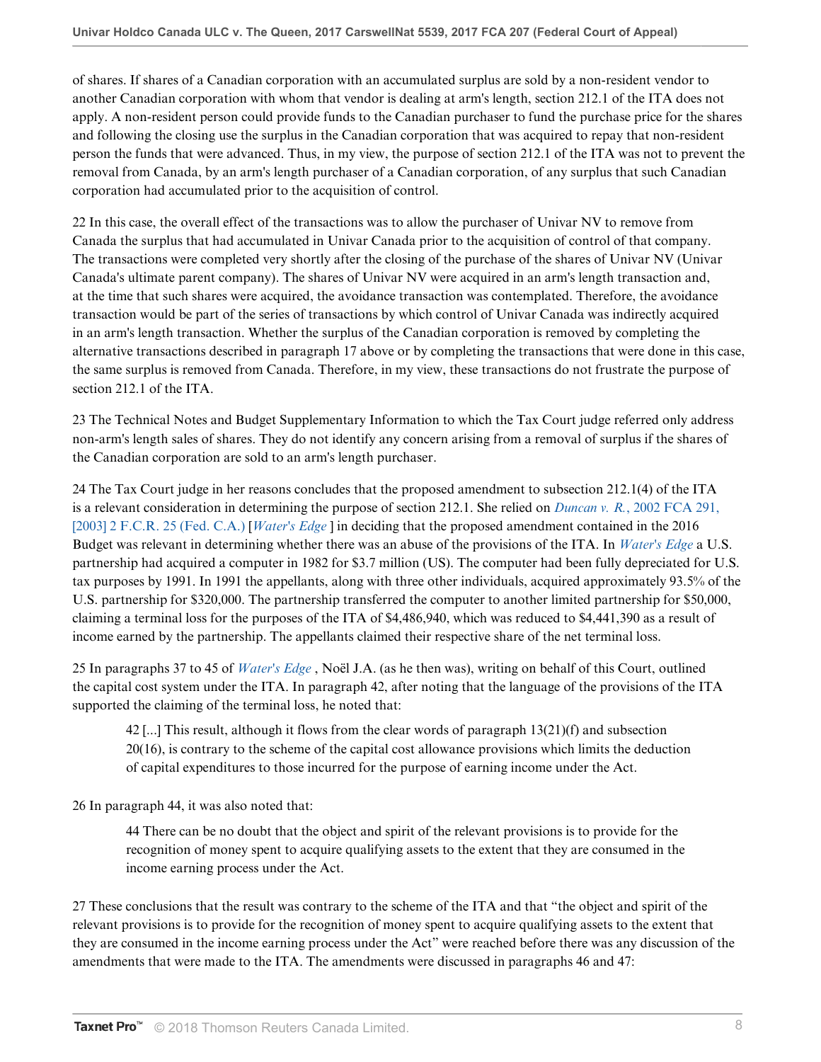of shares. If shares of a Canadian corporation with an accumulated surplus are sold by a non-resident vendor to another Canadian corporation with whom that vendor is dealing at arm's length, section 212.1 of the ITA does not apply. A non-resident person could provide funds to the Canadian purchaser to fund the purchase price for the shares and following the closing use the surplus in the Canadian corporation that was acquired to repay that non-resident person the funds that were advanced. Thus, in my view, the purpose of section 212.1 of the ITA was not to prevent the removal from Canada, by an arm's length purchaser of a Canadian corporation, of any surplus that such Canadian corporation had accumulated prior to the acquisition of control.

22 In this case, the overall effect of the transactions was to allow the purchaser of Univar NV to remove from Canada the surplus that had accumulated in Univar Canada prior to the acquisition of control of that company. The transactions were completed very shortly after the closing of the purchase of the shares of Univar NV (Univar Canada's ultimate parent company). The shares of Univar NV were acquired in an arm's length transaction and, at the time that such shares were acquired, the avoidance transaction was contemplated. Therefore, the avoidance transaction would be part of the series of transactions by which control of Univar Canada was indirectly acquired in an arm's length transaction. Whether the surplus of the Canadian corporation is removed by completing the alternative transactions described in paragraph 17 above or by completing the transactions that were done in this case, the same surplus is removed from Canada. Therefore, in my view, these transactions do not frustrate the purpose of section 212.1 of the ITA.

23 The Technical Notes and Budget Supplementary Information to which the Tax Court judge referred only address non-arm's length sales of shares. They do not identify any concern arising from a removal of surplus if the shares of the Canadian corporation are sold to an arm's length purchaser.

24 The Tax Court judge in her reasons concludes that the proposed amendment to subsection 212.1(4) of the ITA is a relevant consideration in determining the purpose of section 212.1. She relied on *Duncan v. R.*, 2002 FCA 291, [2003] 2 F.C.R. 25 (Fed. C.A.) [*Water's Edge* ] in deciding that the proposed amendment contained in the 2016 Budget was relevant in determining whether there was an abuse of the provisions of the ITA. In *Water's Edge* a U.S. partnership had acquired a computer in 1982 for $3.7 million (US). The computer had been fully depreciated for U.S. tax purposes by 1991. In 1991 the appellants, along with three other individuals, acquired approximately 93.5% of the U.S. partnership for $320,000. The partnership transferred the computer to another limited partnership for $50,000, claiming a terminal loss for the purposes of the ITA of $4,486,940, which was reduced to $4,441,390 as a result of income earned by the partnership. The appellants claimed their respective share of the net terminal loss.

25 In paragraphs 37 to 45 of *Water's Edge* , Noël J.A. (as he then was), writing on behalf of this Court, outlined the capital cost system under the ITA. In paragraph 42, after noting that the language of the provisions of the ITA supported the claiming of the terminal loss, he noted that:

> 42 [...] This result, although it flows from the clear words of paragraph 13(21)(f) and subsection 20(16), is contrary to the scheme of the capital cost allowance provisions which limits the deduction of capital expenditures to those incurred for the purpose of earning income under the Act.

26 In paragraph 44, it was also noted that:

> 44 There can be no doubt that the object and spirit of the relevant provisions is to provide for the recognition of money spent to acquire qualifying assets to the extent that they are consumed in the income earning process under the Act.

27 These conclusions that the result was contrary to the scheme of the ITA and that "the object and spirit of the relevant provisions is to provide for the recognition of money spent to acquire qualifying assets to the extent that they are consumed in the income earning process under the Act" were reached before there was any discussion of the amendments that were made to the ITA. The amendments were discussed in paragraphs 46 and 47: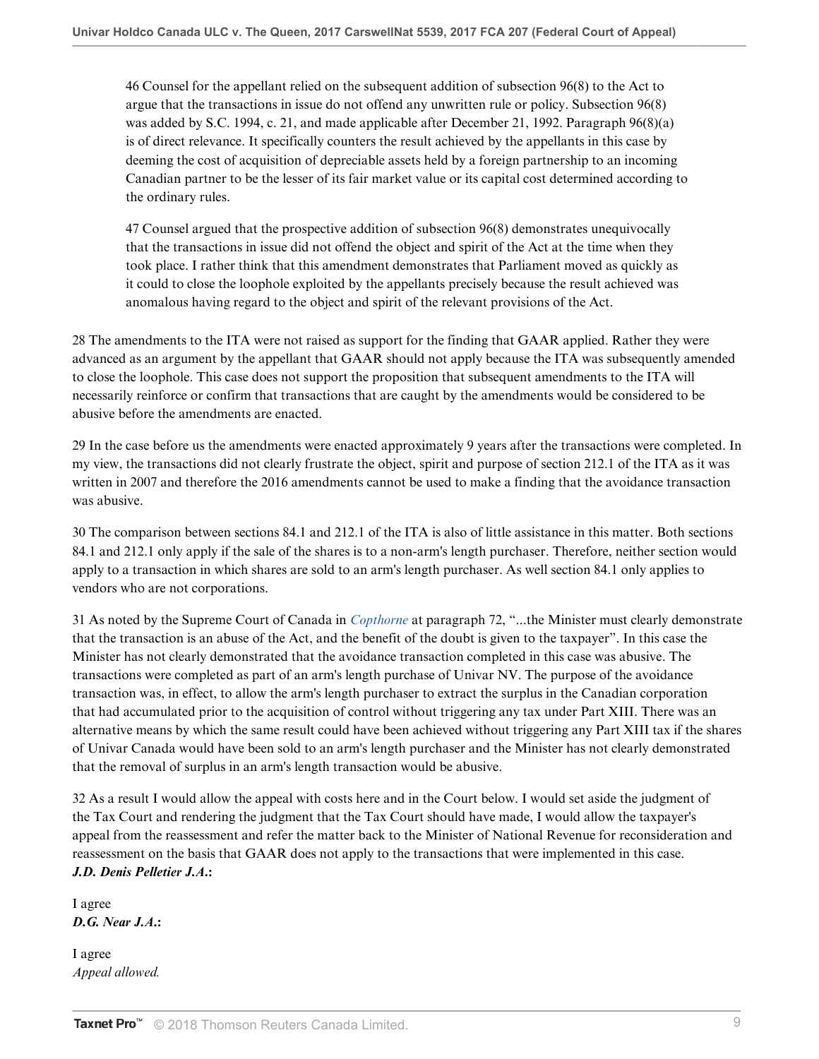> 46 Counsel for the appellant relied on the subsequent addition of subsection 96(8) to the Act to argue that the transactions in issue do not offend any unwritten rule or policy. Subsection 96(8) was added by S.C. 1994, c. 21, and made applicable after December 21, 1992. Paragraph 96(8)(a) is of direct relevance. It specifically counters the result achieved by the appellants in this case by deeming the cost of acquisition of depreciable assets held by a foreign partnership to an incoming Canadian partner to be the lesser of its fair market value or its capital cost determined according to the ordinary rules.
>
> 47 Counsel argued that the prospective addition of subsection 96(8) demonstrates unequivocally that the transactions in issue did not offend the object and spirit of the Act at the time when they took place. I rather think that this amendment demonstrates that Parliament moved as quickly as it could to close the loophole exploited by the appellants precisely because the result achieved was anomalous having regard to the object and spirit of the relevant provisions of the Act.

28 The amendments to the ITA were not raised as support for the finding that GAAR applied. Rather they were advanced as an argument by the appellant that GAAR should not apply because the ITA was subsequently amended to close the loophole. This case does not support the proposition that subsequent amendments to the ITA will necessarily reinforce or confirm that transactions that are caught by the amendments would be considered to be abusive before the amendments are enacted.

29 In the case before us the amendments were enacted approximately 9 years after the transactions were completed. In my view, the transactions did not clearly frustrate the object, spirit and purpose of section 212.1 of the ITA as it was written in 2007 and therefore the 2016 amendments cannot be used to make a finding that the avoidance transaction was abusive.

30 The comparison between sections 84.1 and 212.1 of the ITA is also of little assistance in this matter. Both sections 84.1 and 212.1 only apply if the sale of the shares is to a non-arm's length purchaser. Therefore, neither section would apply to a transaction in which shares are sold to an arm's length purchaser. As well section 84.1 only applies to vendors who are not corporations.

31 As noted by the Supreme Court of Canada in *Copthorne* at paragraph 72, "...the Minister must clearly demonstrate that the transaction is an abuse of the Act, and the benefit of the doubt is given to the taxpayer". In this case the Minister has not clearly demonstrated that the avoidance transaction completed in this case was abusive. The transactions were completed as part of an arm's length purchase of Univar NV. The purpose of the avoidance transaction was, in effect, to allow the arm's length purchaser to extract the surplus in the Canadian corporation that had accumulated prior to the acquisition of control without triggering any tax under Part XIII. There was an alternative means by which the same result could have been achieved without triggering any Part XIII tax if the shares of Univar Canada would have been sold to an arm's length purchaser and the Minister has not clearly demonstrated that the removal of surplus in an arm's length transaction would be abusive.

32 As a result I would allow the appeal with costs here and in the Court below. I would set aside the judgment of the Tax Court and rendering the judgment that the Tax Court should have made, I would allow the taxpayer's appeal from the reassessment and refer the matter back to the Minister of National Revenue for reconsideration and reassessment on the basis that GAAR does not apply to the transactions that were implemented in this case.

***J.D. Denis Pelletier J.A.*:**

I agree

***D.G. Near J.A.*:**

I agree

*Appeal allowed.*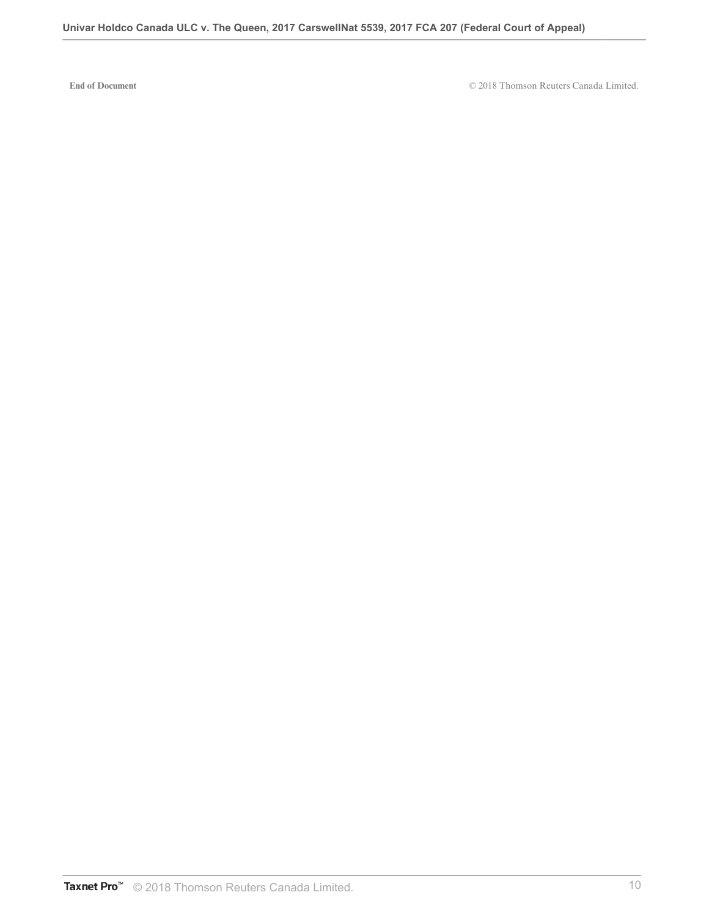**End of Document** © 2018 Thomson Reuters Canada Limited.